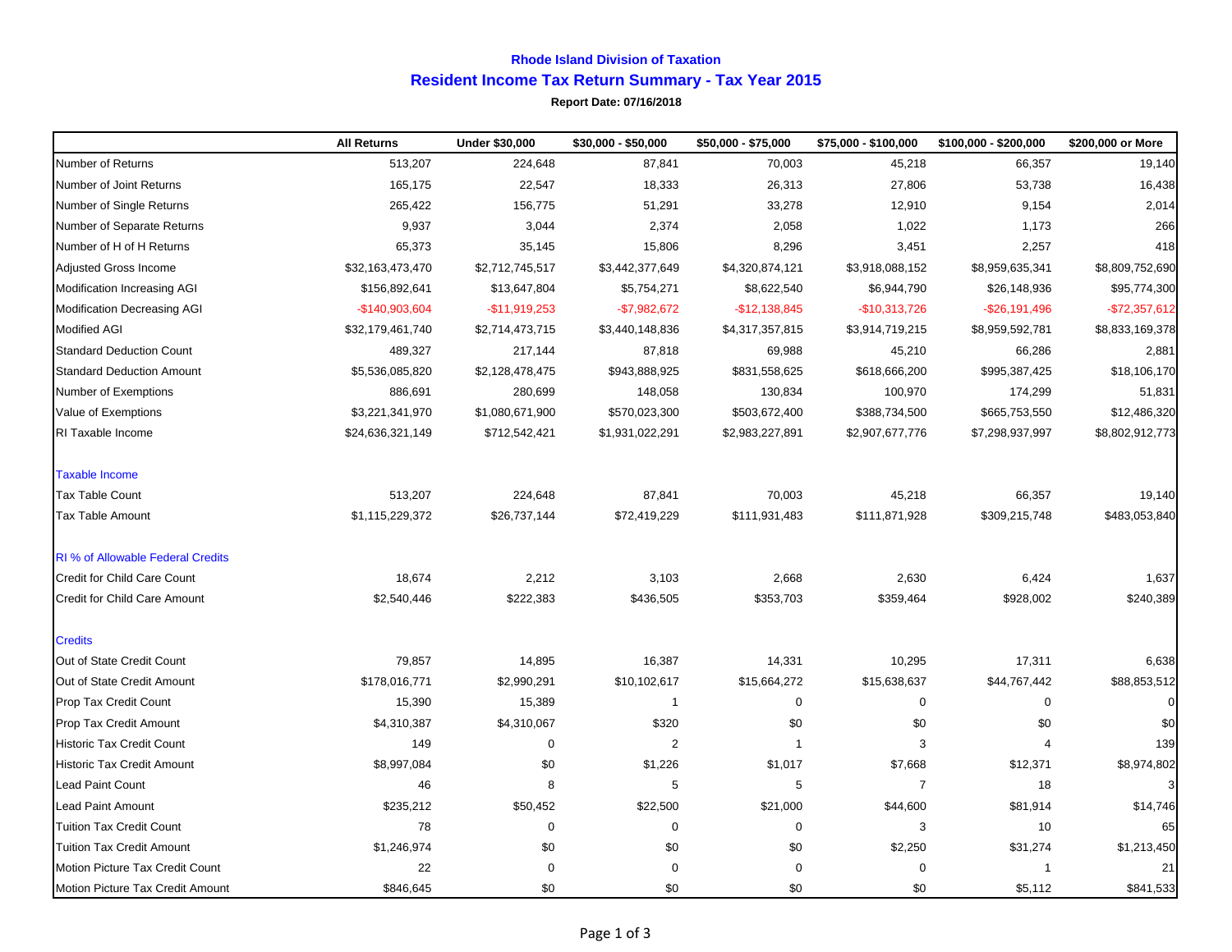**Rhode Island Division of Taxation**

## Resident Income Tax Return Summary - Tax Year 2015

**Report Date: 07/16/2018**

| | All Returns | Under $30,000 | $30,000 - $50,000 | $50,000 - $75,000 | $75,000 - $100,000 | $100,000 - $200,000 | $200,000 or More |
|---|---|---|---|---|---|---|---|
| Number of Returns | 513,207 | 224,648 | 87,841 | 70,003 | 45,218 | 66,357 | 19,140 |
| Number of Joint Returns | 165,175 | 22,547 | 18,333 | 26,313 | 27,806 | 53,738 | 16,438 |
| Number of Single Returns | 265,422 | 156,775 | 51,291 | 33,278 | 12,910 | 9,154 | 2,014 |
| Number of Separate Returns | 9,937 | 3,044 | 2,374 | 2,058 | 1,022 | 1,173 | 266 |
| Number of H of H Returns | 65,373 | 35,145 | 15,806 | 8,296 | 3,451 | 2,257 | 418 |
| Adjusted Gross Income | $32,163,473,470 | $2,712,745,517 | $3,442,377,649 | $4,320,874,121 | $3,918,088,152 | $8,959,635,341 | $8,809,752,690 |
| Modification Increasing AGI | $156,892,641 | $13,647,804 | $5,754,271 | $8,622,540 | $6,944,790 | $26,148,936 | $95,774,300 |
| Modification Decreasing AGI | -$140,903,604 | -$11,919,253 | -$7,982,672 | -$12,138,845 | -$10,313,726 | -$26,191,496 | -$72,357,612 |
| Modified AGI | $32,179,461,740 | $2,714,473,715 | $3,440,148,836 | $4,317,357,815 | $3,914,719,215 | $8,959,592,781 | $8,833,169,378 |
| Standard Deduction Count | 489,327 | 217,144 | 87,818 | 69,988 | 45,210 | 66,286 | 2,881 |
| Standard Deduction Amount | $5,536,085,820 | $2,128,478,475 | $943,888,925 | $831,558,625 | $618,666,200 | $995,387,425 | $18,106,170 |
| Number of Exemptions | 886,691 | 280,699 | 148,058 | 130,834 | 100,970 | 174,299 | 51,831 |
| Value of Exemptions | $3,221,341,970 | $1,080,671,900 | $570,023,300 | $503,672,400 | $388,734,500 | $665,753,550 | $12,486,320 |
| RI Taxable Income | $24,636,321,149 | $712,542,421 | $1,931,022,291 | $2,983,227,891 | $2,907,677,776 | $7,298,937,997 | $8,802,912,773 |
| **Taxable Income** | | | | | | | |
| Tax Table Count | 513,207 | 224,648 | 87,841 | 70,003 | 45,218 | 66,357 | 19,140 |
| Tax Table Amount | $1,115,229,372 | $26,737,144 | $72,419,229 | $111,931,483 | $111,871,928 | $309,215,748 | $483,053,840 |
| **RI % of Allowable Federal Credits** | | | | | | | |
| Credit for Child Care Count | 18,674 | 2,212 | 3,103 | 2,668 | 2,630 | 6,424 | 1,637 |
| Credit for Child Care Amount | $2,540,446 | $222,383 | $436,505 | $353,703 | $359,464 | $928,002 | $240,389 |
| **Credits** | | | | | | | |
| Out of State Credit Count | 79,857 | 14,895 | 16,387 | 14,331 | 10,295 | 17,311 | 6,638 |
| Out of State Credit Amount | $178,016,771 | $2,990,291 | $10,102,617 | $15,664,272 | $15,638,637 | $44,767,442 | $88,853,512 |
| Prop Tax Credit Count | 15,390 | 15,389 | 1 | 0 | 0 | 0 | 0 |
| Prop Tax Credit Amount | $4,310,387 | $4,310,067 | $320 | $0 | $0 | $0 | $0 |
| Historic Tax Credit Count | 149 | 0 | 2 | 1 | 3 | 4 | 139 |
| Historic Tax Credit Amount | $8,997,084 | $0 | $1,226 | $1,017 | $7,668 | $12,371 | $8,974,802 |
| Lead Paint Count | 46 | 8 | 5 | 5 | 7 | 18 | 3 |
| Lead Paint Amount | $235,212 | $50,452 | $22,500 | $21,000 | $44,600 | $81,914 | $14,746 |
| Tuition Tax Credit Count | 78 | 0 | 0 | 0 | 3 | 10 | 65 |
| Tuition Tax Credit Amount | $1,246,974 | $0 | $0 | $0 | $2,250 | $31,274 | $1,213,450 |
| Motion Picture Tax Credit Count | 22 | 0 | 0 | 0 | 0 | 1 | 21 |
| Motion Picture Tax Credit Amount | $846,645 | $0 | $0 | $0 | $0 | $5,112 | $841,533 |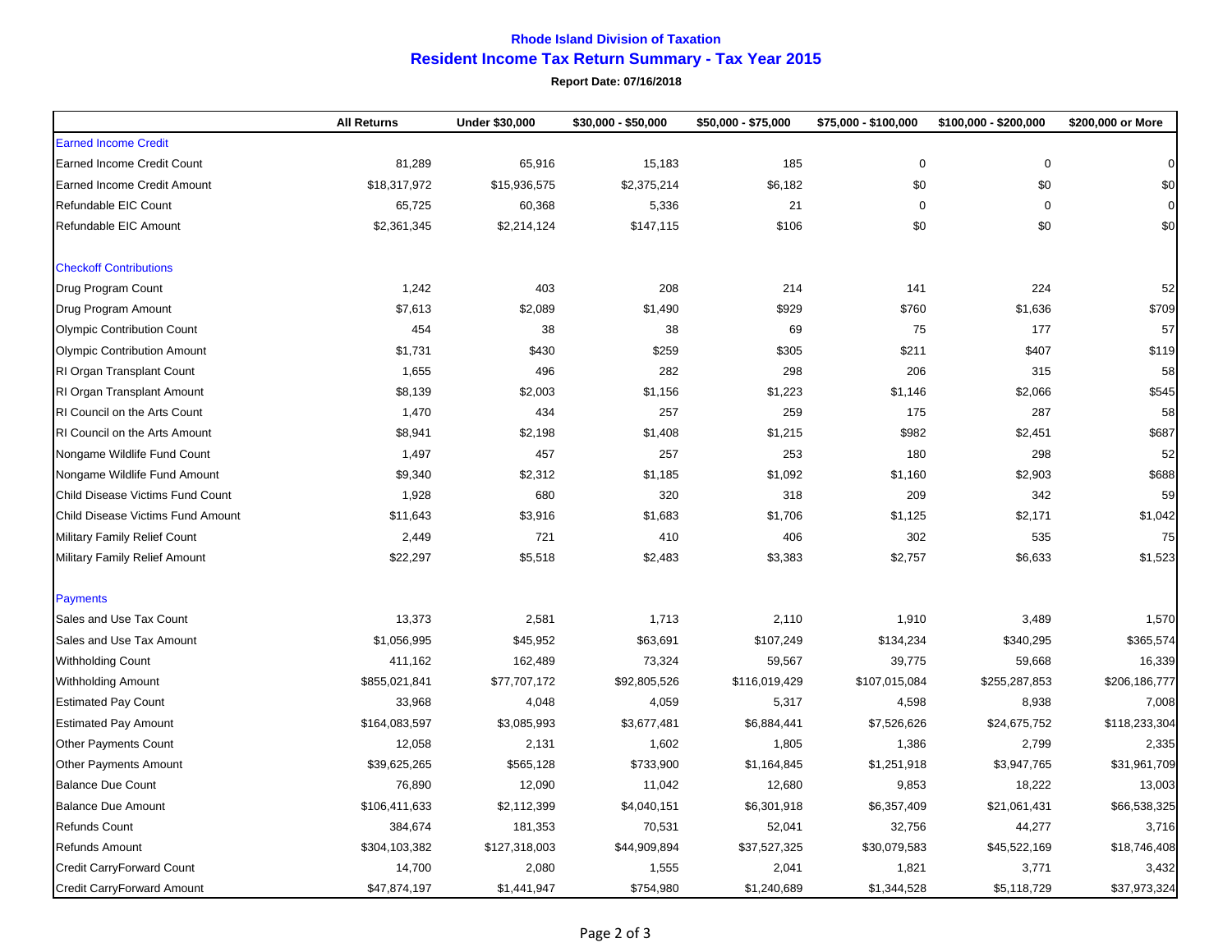**Rhode Island Division of Taxation**

## Resident Income Tax Return Summary - Tax Year 2015

**Report Date: 07/16/2018**

| | All Returns | Under $30,000 | $30,000 - $50,000 | $50,000 - $75,000 | $75,000 - $100,000 | $100,000 - $200,000 | $200,000 or More |
|---|---|---|---|---|---|---|---|
| Earned Income Credit | | | | | | | |
| Earned Income Credit Count | 81,289 | 65,916 | 15,183 | 185 | 0 | 0 | 0 |
| Earned Income Credit Amount | $18,317,972 | $15,936,575 | $2,375,214 | $6,182 | $0 | $0 | $0 |
| Refundable EIC Count | 65,725 | 60,368 | 5,336 | 21 | 0 | 0 | 0 |
| Refundable EIC Amount | $2,361,345 | $2,214,124 | $147,115 | $106 | $0 | $0 | $0 |
| Checkoff Contributions | | | | | | | |
| Drug Program Count | 1,242 | 403 | 208 | 214 | 141 | 224 | 52 |
| Drug Program Amount | $7,613 | $2,089 | $1,490 | $929 | $760 | $1,636 | $709 |
| Olympic Contribution Count | 454 | 38 | 38 | 69 | 75 | 177 | 57 |
| Olympic Contribution Amount | $1,731 | $430 | $259 | $305 | $211 | $407 | $119 |
| RI Organ Transplant Count | 1,655 | 496 | 282 | 298 | 206 | 315 | 58 |
| RI Organ Transplant Amount | $8,139 | $2,003 | $1,156 | $1,223 | $1,146 | $2,066 | $545 |
| RI Council on the Arts Count | 1,470 | 434 | 257 | 259 | 175 | 287 | 58 |
| RI Council on the Arts Amount | $8,941 | $2,198 | $1,408 | $1,215 | $982 | $2,451 | $687 |
| Nongame Wildlife Fund Count | 1,497 | 457 | 257 | 253 | 180 | 298 | 52 |
| Nongame Wildlife Fund Amount | $9,340 | $2,312 | $1,185 | $1,092 | $1,160 | $2,903 | $688 |
| Child Disease Victims Fund Count | 1,928 | 680 | 320 | 318 | 209 | 342 | 59 |
| Child Disease Victims Fund Amount | $11,643 | $3,916 | $1,683 | $1,706 | $1,125 | $2,171 | $1,042 |
| Military Family Relief Count | 2,449 | 721 | 410 | 406 | 302 | 535 | 75 |
| Military Family Relief Amount | $22,297 | $5,518 | $2,483 | $3,383 | $2,757 | $6,633 | $1,523 |
| Payments | | | | | | | |
| Sales and Use Tax Count | 13,373 | 2,581 | 1,713 | 2,110 | 1,910 | 3,489 | 1,570 |
| Sales and Use Tax Amount | $1,056,995 | $45,952 | $63,691 | $107,249 | $134,234 | $340,295 | $365,574 |
| Withholding Count | 411,162 | 162,489 | 73,324 | 59,567 | 39,775 | 59,668 | 16,339 |
| Withholding Amount | $855,021,841 | $77,707,172 | $92,805,526 | $116,019,429 | $107,015,084 | $255,287,853 | $206,186,777 |
| Estimated Pay Count | 33,968 | 4,048 | 4,059 | 5,317 | 4,598 | 8,938 | 7,008 |
| Estimated Pay Amount | $164,083,597 | $3,085,993 | $3,677,481 | $6,884,441 | $7,526,626 | $24,675,752 | $118,233,304 |
| Other Payments Count | 12,058 | 2,131 | 1,602 | 1,805 | 1,386 | 2,799 | 2,335 |
| Other Payments Amount | $39,625,265 | $565,128 | $733,900 | $1,164,845 | $1,251,918 | $3,947,765 | $31,961,709 |
| Balance Due Count | 76,890 | 12,090 | 11,042 | 12,680 | 9,853 | 18,222 | 13,003 |
| Balance Due Amount | $106,411,633 | $2,112,399 | $4,040,151 | $6,301,918 | $6,357,409 | $21,061,431 | $66,538,325 |
| Refunds Count | 384,674 | 181,353 | 70,531 | 52,041 | 32,756 | 44,277 | 3,716 |
| Refunds Amount | $304,103,382 | $127,318,003 | $44,909,894 | $37,527,325 | $30,079,583 | $45,522,169 | $18,746,408 |
| Credit CarryForward Count | 14,700 | 2,080 | 1,555 | 2,041 | 1,821 | 3,771 | 3,432 |
| Credit CarryForward Amount | $47,874,197 | $1,441,947 | $754,980 | $1,240,689 | $1,344,528 | $5,118,729 | $37,973,324 |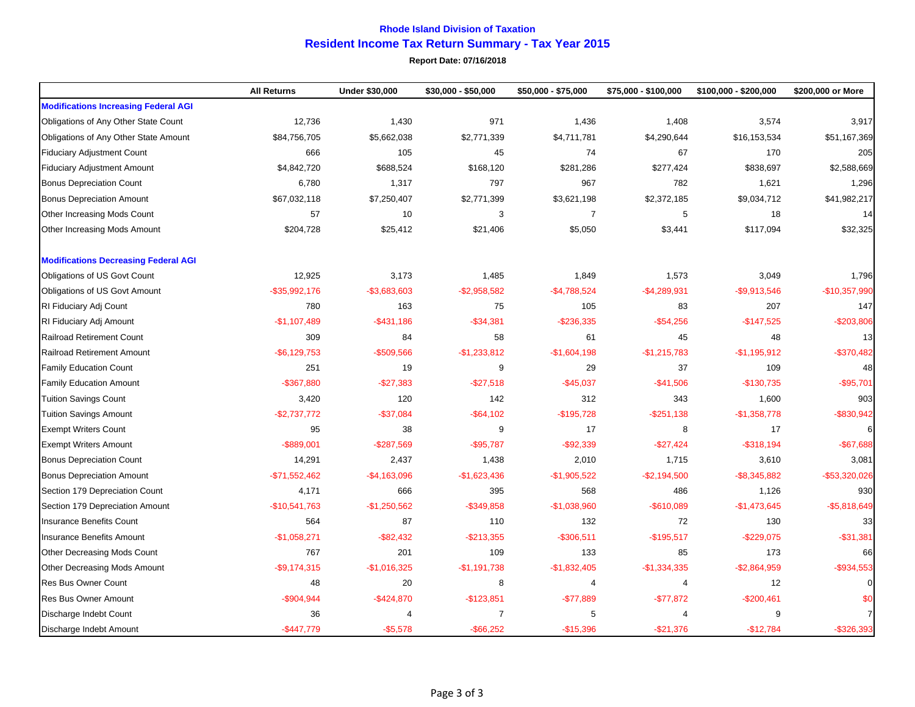**Rhode Island Division of Taxation**

# Resident Income Tax Return Summary - Tax Year 2015

**Report Date: 07/16/2018**

| | All Returns | Under $30,000 | $30,000 - $50,000 | $50,000 - $75,000 | $75,000 - $100,000 | $100,000 - $200,000 | $200,000 or More |
|---|---|---|---|---|---|---|---|
| **Modifications Increasing Federal AGI** | | | | | | | |
| Obligations of Any Other State Count | 12,736 | 1,430 | 971 | 1,436 | 1,408 | 3,574 | 3,917 |
| Obligations of Any Other State Amount | $84,756,705 | $5,662,038 | $2,771,339 | $4,711,781 | $4,290,644 | $16,153,534 | $51,167,369 |
| Fiduciary Adjustment Count | 666 | 105 | 45 | 74 | 67 | 170 | 205 |
| Fiduciary Adjustment Amount | $4,842,720 | $688,524 | $168,120 | $281,286 | $277,424 | $838,697 | $2,588,669 |
| Bonus Depreciation Count | 6,780 | 1,317 | 797 | 967 | 782 | 1,621 | 1,296 |
| Bonus Depreciation Amount | $67,032,118 | $7,250,407 | $2,771,399 | $3,621,198 | $2,372,185 | $9,034,712 | $41,982,217 |
| Other Increasing Mods Count | 57 | 10 | 3 | 7 | 5 | 18 | 14 |
| Other Increasing Mods Amount | $204,728 | $25,412 | $21,406 | $5,050 | $3,441 | $117,094 | $32,325 |
| **Modifications Decreasing Federal AGI** | | | | | | | |
| Obligations of US Govt Count | 12,925 | 3,173 | 1,485 | 1,849 | 1,573 | 3,049 | 1,796 |
| Obligations of US Govt Amount | -$35,992,176 | -$3,683,603 | -$2,958,582 | -$4,788,524 | -$4,289,931 | -$9,913,546 | -$10,357,990 |
| RI Fiduciary Adj Count | 780 | 163 | 75 | 105 | 83 | 207 | 147 |
| RI Fiduciary Adj Amount | -$1,107,489 | -$431,186 | -$34,381 | -$236,335 | -$54,256 | -$147,525 | -$203,806 |
| Railroad Retirement Count | 309 | 84 | 58 | 61 | 45 | 48 | 13 |
| Railroad Retirement Amount | -$6,129,753 | -$509,566 | -$1,233,812 | -$1,604,198 | -$1,215,783 | -$1,195,912 | -$370,482 |
| Family Education Count | 251 | 19 | 9 | 29 | 37 | 109 | 48 |
| Family Education Amount | -$367,880 | -$27,383 | -$27,518 | -$45,037 | -$41,506 | -$130,735 | -$95,701 |
| Tuition Savings Count | 3,420 | 120 | 142 | 312 | 343 | 1,600 | 903 |
| Tuition Savings Amount | -$2,737,772 | -$37,084 | -$64,102 | -$195,728 | -$251,138 | -$1,358,778 | -$830,942 |
| Exempt Writers Count | 95 | 38 | 9 | 17 | 8 | 17 | 6 |
| Exempt Writers Amount | -$889,001 | -$287,569 | -$95,787 | -$92,339 | -$27,424 | -$318,194 | -$67,688 |
| Bonus Depreciation Count | 14,291 | 2,437 | 1,438 | 2,010 | 1,715 | 3,610 | 3,081 |
| Bonus Depreciation Amount | -$71,552,462 | -$4,163,096 | -$1,623,436 | -$1,905,522 | -$2,194,500 | -$8,345,882 | -$53,320,026 |
| Section 179 Depreciation Count | 4,171 | 666 | 395 | 568 | 486 | 1,126 | 930 |
| Section 179 Depreciation Amount | -$10,541,763 | -$1,250,562 | -$349,858 | -$1,038,960 | -$610,089 | -$1,473,645 | -$5,818,649 |
| Insurance Benefits Count | 564 | 87 | 110 | 132 | 72 | 130 | 33 |
| Insurance Benefits Amount | -$1,058,271 | -$82,432 | -$213,355 | -$306,511 | -$195,517 | -$229,075 | -$31,381 |
| Other Decreasing Mods Count | 767 | 201 | 109 | 133 | 85 | 173 | 66 |
| Other Decreasing Mods Amount | -$9,174,315 | -$1,016,325 | -$1,191,738 | -$1,832,405 | -$1,334,335 | -$2,864,959 | -$934,553 |
| Res Bus Owner Count | 48 | 20 | 8 | 4 | 4 | 12 | 0 |
| Res Bus Owner Amount | -$904,944 | -$424,870 | -$123,851 | -$77,889 | -$77,872 | -$200,461 | $0 |
| Discharge Indebt Count | 36 | 4 | 7 | 5 | 4 | 9 | 7 |
| Discharge Indebt Amount | -$447,779 | -$5,578 | -$66,252 | -$15,396 | -$21,376 | -$12,784 | -$326,393 |